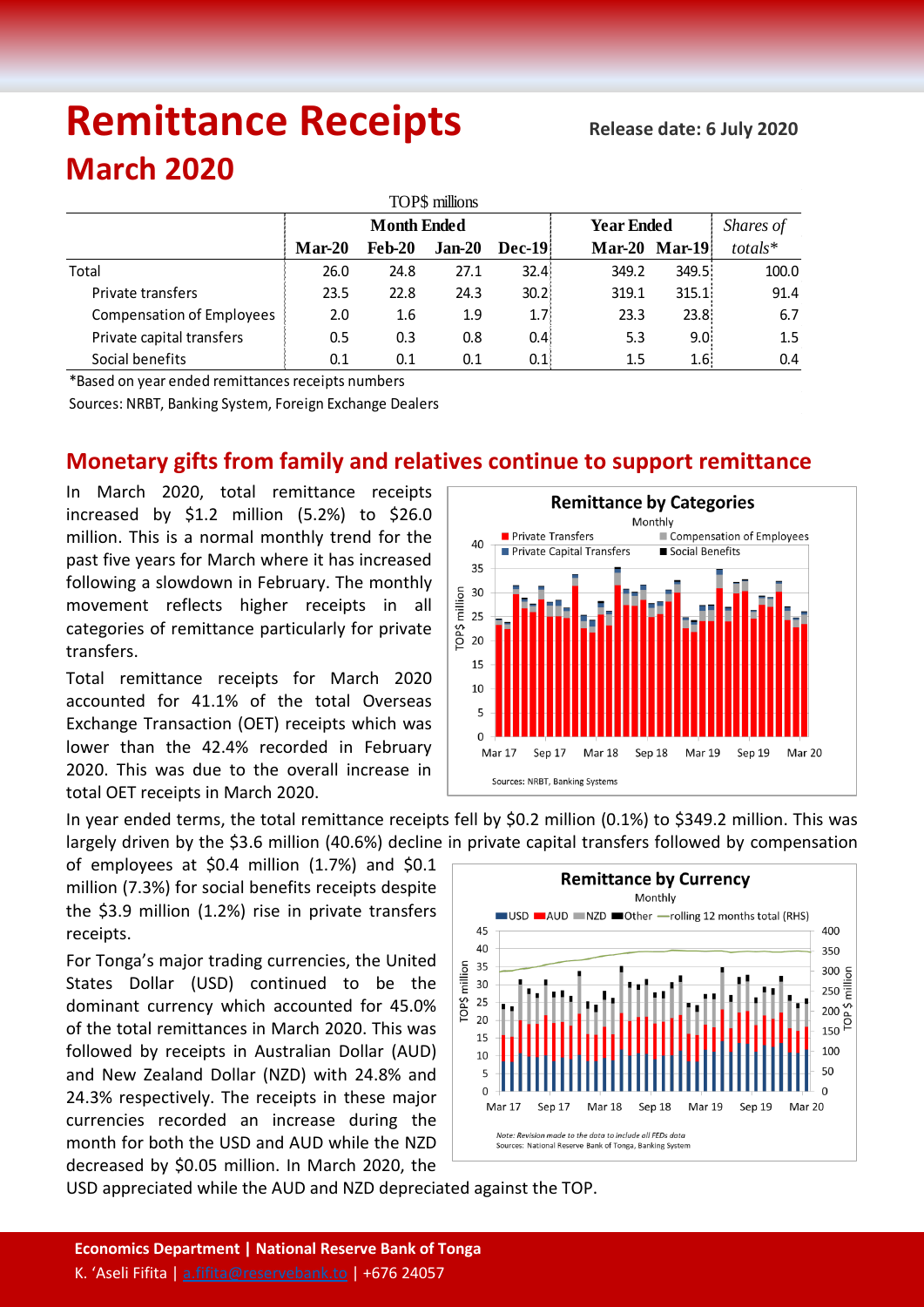# Remittance Receipts

**Release date: 6 July 2020**

## March 2020

TOP$ millions

| | Month Ended | | | | Year Ended | | *Shares of* |
|---|---|---|---|---|---|---|---|
| | **Mar-20** | **Feb-20** | **Jan-20** | **Dec-19** | **Mar-20** | **Mar-19** | *totals** |
| Total | 26.0 | 24.8 | 27.1 | 32.4 | 349.2 | 349.5 | 100.0 |
| Private transfers | 23.5 | 22.8 | 24.3 | 30.2 | 319.1 | 315.1 | 91.4 |
| Compensation of Employees | 2.0 | 1.6 | 1.9 | 1.7 | 23.3 | 23.8 | 6.7 |
| Private capital transfers | 0.5 | 0.3 | 0.8 | 0.4 | 5.3 | 9.0 | 1.5 |
| Social benefits | 0.1 | 0.1 | 0.1 | 0.1 | 1.5 | 1.6 | 0.4 |

*Based on year ended remittances receipts numbers

Sources: NRBT, Banking System, Foreign Exchange Dealers

## Monetary gifts from family and relatives continue to support remittance

In March 2020, total remittance receipts increased by $1.2 million (5.2%) to $26.0 million. This is a normal monthly trend for the past five years for March where it has increased following a slowdown in February. The monthly movement reflects higher receipts in all categories of remittance particularly for private transfers.

Total remittance receipts for March 2020 accounted for 41.1% of the total Overseas Exchange Transaction (OET) receipts which was lower than the 42.4% recorded in February 2020. This was due to the overall increase in total OET receipts in March 2020.

In year ended terms, the total remittance receipts fell by $0.2 million (0.1%) to $349.2 million. This was largely driven by the $3.6 million (40.6%) decline in private capital transfers followed by compensation of employees at $0.4 million (1.7%) and $0.1 million (7.3%) for social benefits receipts despite the $3.9 million (1.2%) rise in private transfers receipts.

For Tonga's major trading currencies, the United States Dollar (USD) continued to be the dominant currency which accounted for 45.0% of the total remittances in March 2020. This was followed by receipts in Australian Dollar (AUD) and New Zealand Dollar (NZD) with 24.8% and 24.3% respectively. The receipts in these major currencies recorded an increase during the month for both the USD and AUD while the NZD decreased by $0.05 million. In March 2020, the USD appreciated while the AUD and NZD depreciated against the TOP.

**Remittance by Categories**
Monthly

Sources: NRBT, Banking Systems

**Remittance by Currency**
Monthly

*Note: Revision made to the data to include all FEDs data*
Sources: National Reserve Bank of Tonga, Banking System

**Economics Department | National Reserve Bank of Tonga**
K. 'Aseli Fifita | a.fifita@reservebank.to | +676 24057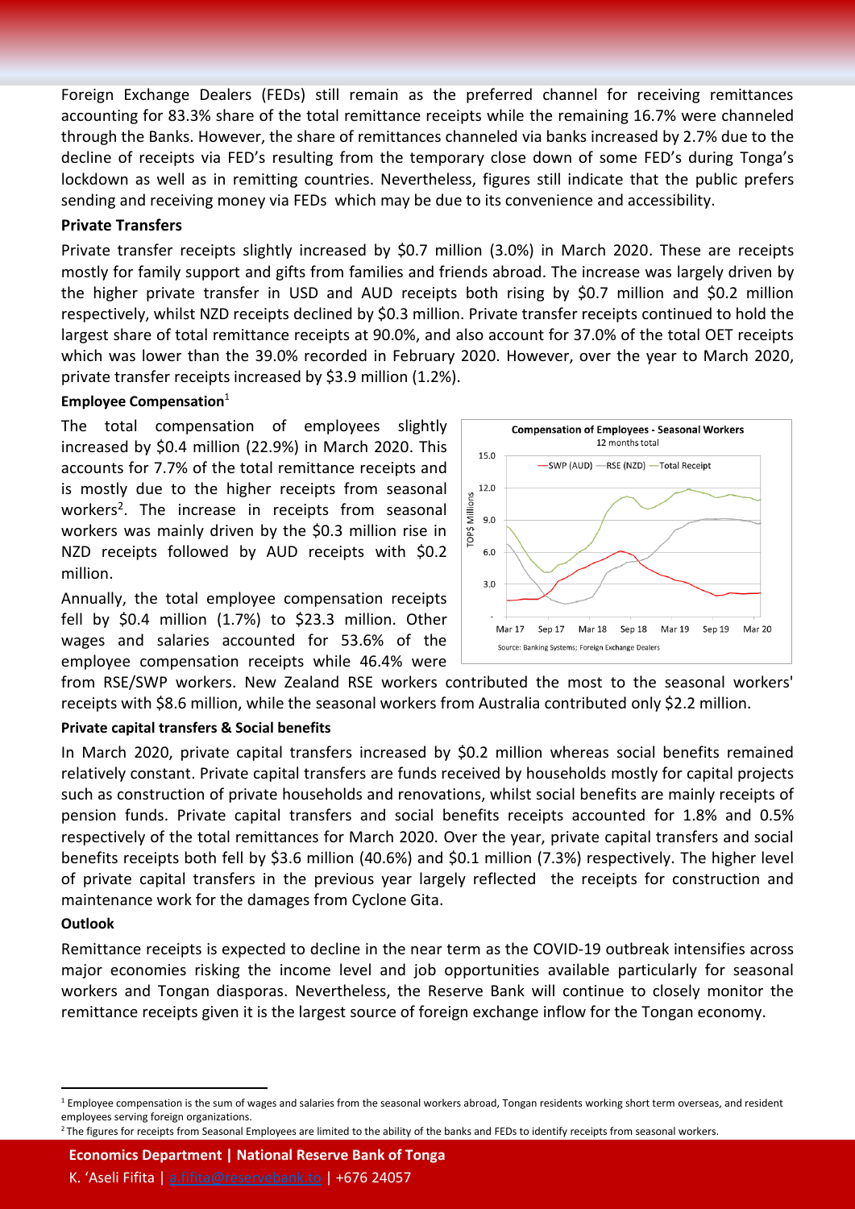Foreign Exchange Dealers (FEDs) still remain as the preferred channel for receiving remittances accounting for 83.3% share of the total remittance receipts while the remaining 16.7% were channeled through the Banks. However, the share of remittances channeled via banks increased by 2.7% due to the decline of receipts via FED's resulting from the temporary close down of some FED's during Tonga's lockdown as well as in remitting countries. Nevertheless, figures still indicate that the public prefers sending and receiving money via FEDs which may be due to its convenience and accessibility.

**Private Transfers**

Private transfer receipts slightly increased by \$0.7 million (3.0%) in March 2020. These are receipts mostly for family support and gifts from families and friends abroad. The increase was largely driven by the higher private transfer in USD and AUD receipts both rising by \$0.7 million and \$0.2 million respectively, whilst NZD receipts declined by \$0.3 million. Private transfer receipts continued to hold the largest share of total remittance receipts at 90.0%, and also account for 37.0% of the total OET receipts which was lower than the 39.0% recorded in February 2020. However, over the year to March 2020, private transfer receipts increased by \$3.9 million (1.2%).

**Employee Compensation**[1]

The total compensation of employees slightly increased by \$0.4 million (22.9%) in March 2020. This accounts for 7.7% of the total remittance receipts and is mostly due to the higher receipts from seasonal workers[2]. The increase in receipts from seasonal workers was mainly driven by the \$0.3 million rise in NZD receipts followed by AUD receipts with \$0.2 million.

**Compensation of Employees - Seasonal Workers**
12 months total

Source: Banking Systems; Foreign Exchange Dealers

Annually, the total employee compensation receipts fell by \$0.4 million (1.7%) to \$23.3 million. Other wages and salaries accounted for 53.6% of the employee compensation receipts while 46.4% were from RSE/SWP workers. New Zealand RSE workers contributed the most to the seasonal workers' receipts with \$8.6 million, while the seasonal workers from Australia contributed only \$2.2 million.

**Private capital transfers & Social benefits**

In March 2020, private capital transfers increased by \$0.2 million whereas social benefits remained relatively constant. Private capital transfers are funds received by households mostly for capital projects such as construction of private households and renovations, whilst social benefits are mainly receipts of pension funds. Private capital transfers and social benefits receipts accounted for 1.8% and 0.5% respectively of the total remittances for March 2020. Over the year, private capital transfers and social benefits receipts both fell by \$3.6 million (40.6%) and \$0.1 million (7.3%) respectively. The higher level of private capital transfers in the previous year largely reflected the receipts for construction and maintenance work for the damages from Cyclone Gita.

**Outlook**

Remittance receipts is expected to decline in the near term as the COVID-19 outbreak intensifies across major economies risking the income level and job opportunities available particularly for seasonal workers and Tongan diasporas. Nevertheless, the Reserve Bank will continue to closely monitor the remittance receipts given it is the largest source of foreign exchange inflow for the Tongan economy.

[1] Employee compensation is the sum of wages and salaries from the seasonal workers abroad, Tongan residents working short term overseas, and resident employees serving foreign organizations.

[2] The figures for receipts from Seasonal Employees are limited to the ability of the banks and FEDs to identify receipts from seasonal workers.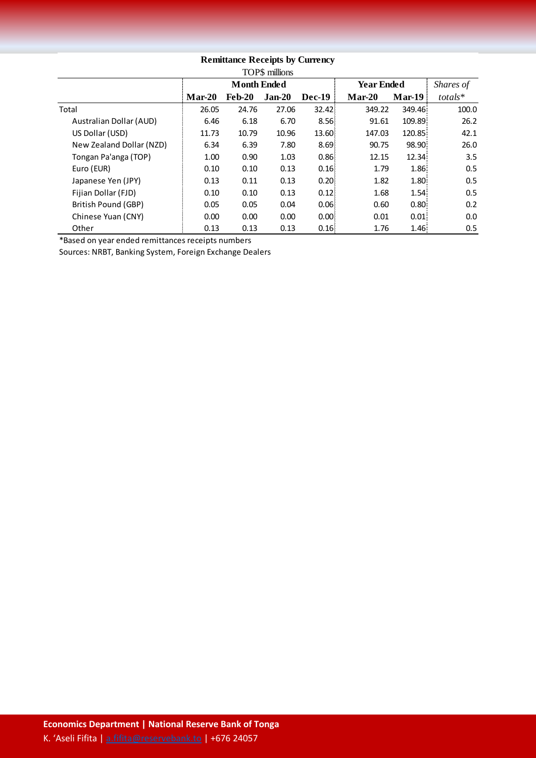**Remittance Receipts by Currency**

TOP$ millions

| | Month Ended | | | | Year Ended | | *Shares of* |
|---|---|---|---|---|---|---|---|
| | **Mar-20** | **Feb-20** | **Jan-20** | **Dec-19** | **Mar-20** | **Mar-19** | *totals** |
| Total | 26.05 | 24.76 | 27.06 | 32.42 | 349.22 | 349.46 | 100.0 |
| Australian Dollar (AUD) | 6.46 | 6.18 | 6.70 | 8.56 | 91.61 | 109.89 | 26.2 |
| US Dollar (USD) | 11.73 | 10.79 | 10.96 | 13.60 | 147.03 | 120.85 | 42.1 |
| New Zealand Dollar (NZD) | 6.34 | 6.39 | 7.80 | 8.69 | 90.75 | 98.90 | 26.0 |
| Tongan Pa'anga (TOP) | 1.00 | 0.90 | 1.03 | 0.86 | 12.15 | 12.34 | 3.5 |
| Euro (EUR) | 0.10 | 0.10 | 0.13 | 0.16 | 1.79 | 1.86 | 0.5 |
| Japanese Yen (JPY) | 0.13 | 0.11 | 0.13 | 0.20 | 1.82 | 1.80 | 0.5 |
| Fijian Dollar (FJD) | 0.10 | 0.10 | 0.13 | 0.12 | 1.68 | 1.54 | 0.5 |
| British Pound (GBP) | 0.05 | 0.05 | 0.04 | 0.06 | 0.60 | 0.80 | 0.2 |
| Chinese Yuan (CNY) | 0.00 | 0.00 | 0.00 | 0.00 | 0.01 | 0.01 | 0.0 |
| Other | 0.13 | 0.13 | 0.13 | 0.16 | 1.76 | 1.46 | 0.5 |

*Based on year ended remittances receipts numbers

Sources: NRBT, Banking System, Foreign Exchange Dealers

**Economics Department | National Reserve Bank of Tonga**

K. 'Aseli Fifita | a.fifita@reservebank.to | +676 24057